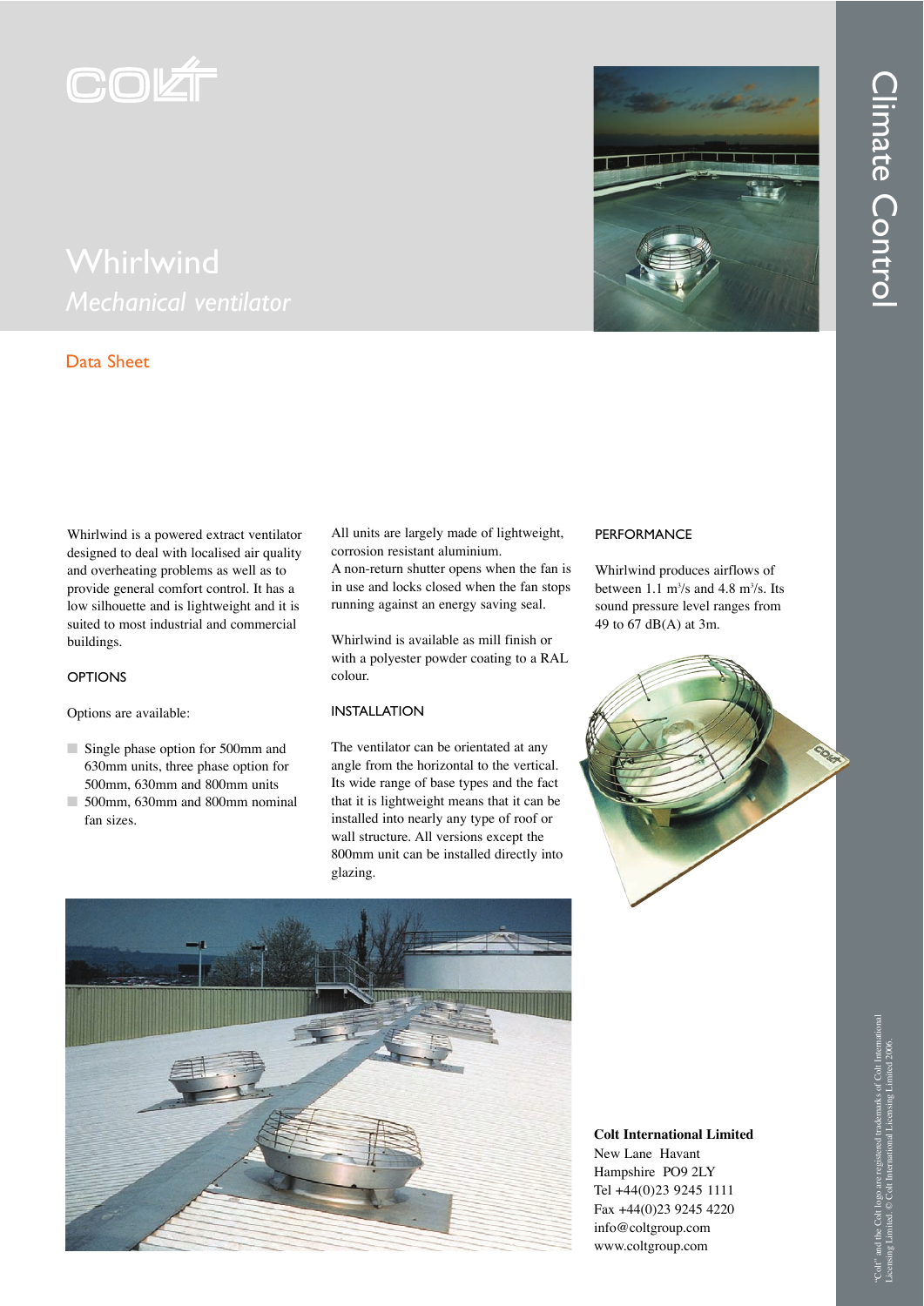# Whirlwind

*Mechanical ventilator*

Climate Control

## Data Sheet

Whirlwind is a powered extract ventilator designed to deal with localised air quality and overheating problems as well as to provide general comfort control. It has a low silhouette and is lightweight and it is suited to most industrial and commercial buildings.

### OPTIONS

Options are available:

- Single phase option for 500mm and 630mm units, three phase option for 500mm, 630mm and 800mm units
- 500mm, 630mm and 800mm nominal fan sizes.

All units are largely made of lightweight, corrosion resistant aluminium.
A non-return shutter opens when the fan is in use and locks closed when the fan stops running against an energy saving seal.

Whirlwind is available as mill finish or with a polyester powder coating to a RAL colour.

### INSTALLATION

The ventilator can be orientated at any angle from the horizontal to the vertical. Its wide range of base types and the fact that it is lightweight means that it can be installed into nearly any type of roof or wall structure. All versions except the 800mm unit can be installed directly into glazing.

### PERFORMANCE

Whirlwind produces airflows of between 1.1 $m^3/s$ and 4.8 $m^3/s$. Its sound pressure level ranges from 49 to 67 dB(A) at 3m.

**Colt International Limited**
New Lane Havant
Hampshire PO9 2LY
Tel +44(0)23 9245 1111
Fax +44(0)23 9245 4220
info@coltgroup.com
www.coltgroup.com

"Colt" and the Colt logo are registered trademarks of Colt International Licensing Limited. © Colt International Licensing Limited 2006.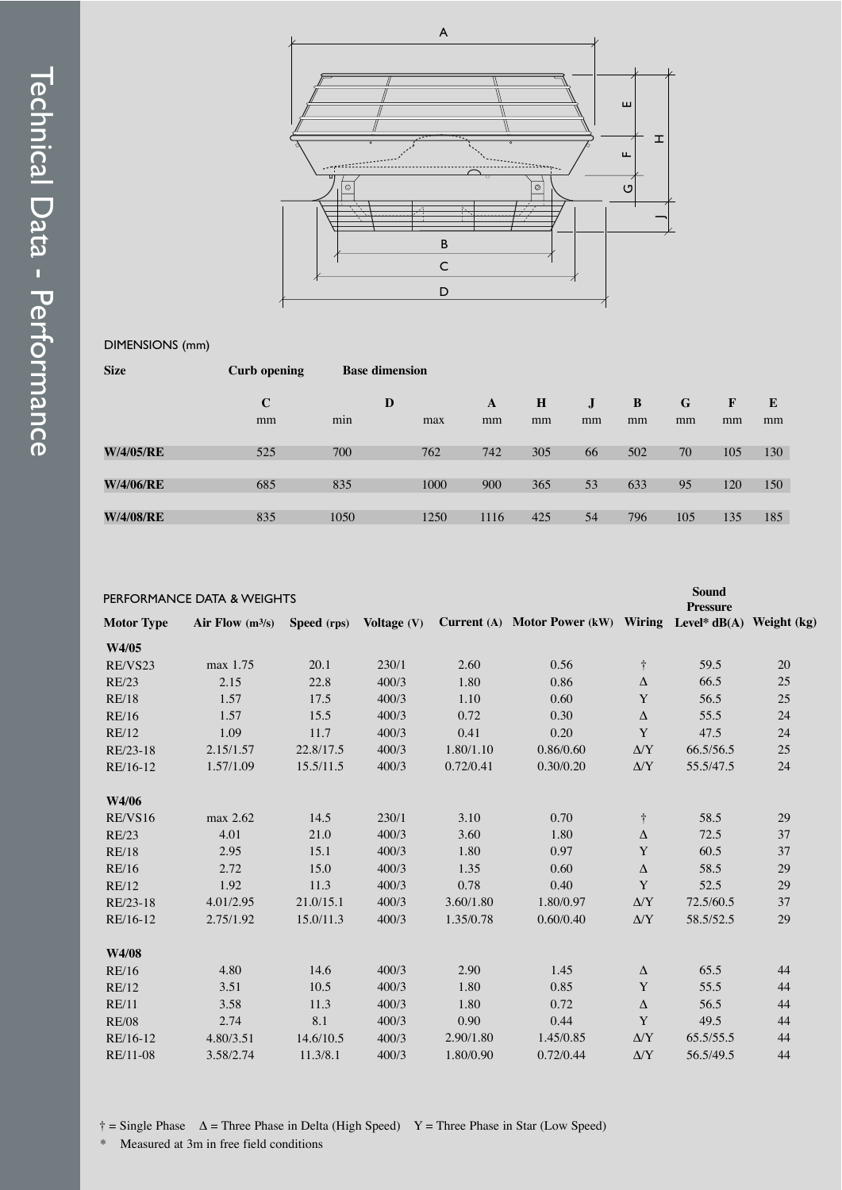# Technical Data - Performance

A

E

H

F

G

J

B

C

D

DIMENSIONS (mm)

| Size | Curb opening | Base dimension | | | | | | | | |
|---|---|---|---|---|---|---|---|---|---|---|
| | C | D | | A | H | J | B | G | F | E |
| | mm | min | max | mm | mm | mm | mm | mm | mm | mm |
| **W/4/05/RE** | 525 | 700 | 762 | 742 | 305 | 66 | 502 | 70 | 105 | 130 |
| **W/4/06/RE** | 685 | 835 | 1000 | 900 | 365 | 53 | 633 | 95 | 120 | 150 |
| **W/4/08/RE** | 835 | 1050 | 1250 | 1116 | 425 | 54 | 796 | 105 | 135 | 185 |

PERFORMANCE DATA & WEIGHTS

| Motor Type | Air Flow ($m^3/s$) | Speed (rps) | Voltage (V) | Current (A) | Motor Power (kW) | Wiring | Sound Pressure Level* dB(A) | Weight (kg) |
|---|---|---|---|---|---|---|---|---|
| **W4/05** | | | | | | | | |
| RE/VS23 | max 1.75 | 20.1 | 230/1 | 2.60 | 0.56 | † | 59.5 | 20 |
| RE/23 | 2.15 | 22.8 | 400/3 | 1.80 | 0.86 | Δ | 66.5 | 25 |
| RE/18 | 1.57 | 17.5 | 400/3 | 1.10 | 0.60 | Y | 56.5 | 25 |
| RE/16 | 1.57 | 15.5 | 400/3 | 0.72 | 0.30 | Δ | 55.5 | 24 |
| RE/12 | 1.09 | 11.7 | 400/3 | 0.41 | 0.20 | Y | 47.5 | 24 |
| RE/23-18 | 2.15/1.57 | 22.8/17.5 | 400/3 | 1.80/1.10 | 0.86/0.60 | Δ/Y | 66.5/56.5 | 25 |
| RE/16-12 | 1.57/1.09 | 15.5/11.5 | 400/3 | 0.72/0.41 | 0.30/0.20 | Δ/Y | 55.5/47.5 | 24 |
| **W4/06** | | | | | | | | |
| RE/VS16 | max 2.62 | 14.5 | 230/1 | 3.10 | 0.70 | † | 58.5 | 29 |
| RE/23 | 4.01 | 21.0 | 400/3 | 3.60 | 1.80 | Δ | 72.5 | 37 |
| RE/18 | 2.95 | 15.1 | 400/3 | 1.80 | 0.97 | Y | 60.5 | 37 |
| RE/16 | 2.72 | 15.0 | 400/3 | 1.35 | 0.60 | Δ | 58.5 | 29 |
| RE/12 | 1.92 | 11.3 | 400/3 | 0.78 | 0.40 | Y | 52.5 | 29 |
| RE/23-18 | 4.01/2.95 | 21.0/15.1 | 400/3 | 3.60/1.80 | 1.80/0.97 | Δ/Y | 72.5/60.5 | 37 |
| RE/16-12 | 2.75/1.92 | 15.0/11.3 | 400/3 | 1.35/0.78 | 0.60/0.40 | Δ/Y | 58.5/52.5 | 29 |
| **W4/08** | | | | | | | | |
| RE/16 | 4.80 | 14.6 | 400/3 | 2.90 | 1.45 | Δ | 65.5 | 44 |
| RE/12 | 3.51 | 10.5 | 400/3 | 1.80 | 0.85 | Y | 55.5 | 44 |
| RE/11 | 3.58 | 11.3 | 400/3 | 1.80 | 0.72 | Δ | 56.5 | 44 |
| RE/08 | 2.74 | 8.1 | 400/3 | 0.90 | 0.44 | Y | 49.5 | 44 |
| RE/16-12 | 4.80/3.51 | 14.6/10.5 | 400/3 | 2.90/1.80 | 1.45/0.85 | Δ/Y | 65.5/55.5 | 44 |
| RE/11-08 | 3.58/2.74 | 11.3/8.1 | 400/3 | 1.80/0.90 | 0.72/0.44 | Δ/Y | 56.5/49.5 | 44 |

† = Single Phase   Δ = Three Phase in Delta (High Speed)   Y = Three Phase in Star (Low Speed)

* Measured at 3m in free field conditions